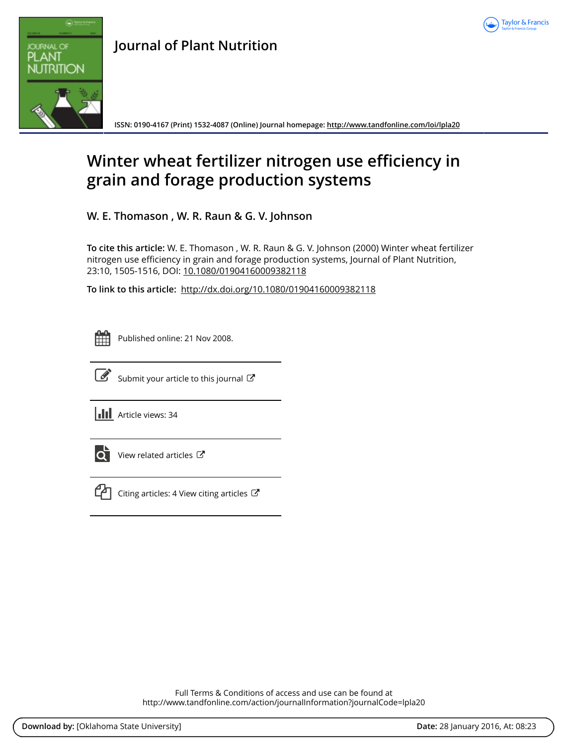Journal of Plant Nutrition

ISSN: 0190-4167 (Print) 1532-4087 (Online) Journal homepage: http://www.tandfonline.com/loi/lpla20

# Winter wheat fertilizer nitrogen use efficiency in grain and forage production systems

## W. E. Thomason , W. R. Raun & G. V. Johnson

**To cite this article:** W. E. Thomason , W. R. Raun & G. V. Johnson (2000) Winter wheat fertilizer nitrogen use efficiency in grain and forage production systems, Journal of Plant Nutrition, 23:10, 1505-1516, DOI: 10.1080/01904160009382118

**To link to this article:** http://dx.doi.org/10.1080/01904160009382118

Published online: 21 Nov 2008.

Submit your article to this journal

Article views: 34

View related articles

Citing articles: 4 View citing articles

Full Terms & Conditions of access and use can be found at
http://www.tandfonline.com/action/journalInformation?journalCode=lpla20

**Download by:** [Oklahoma State University] **Date:** 28 January 2016, At: 08:23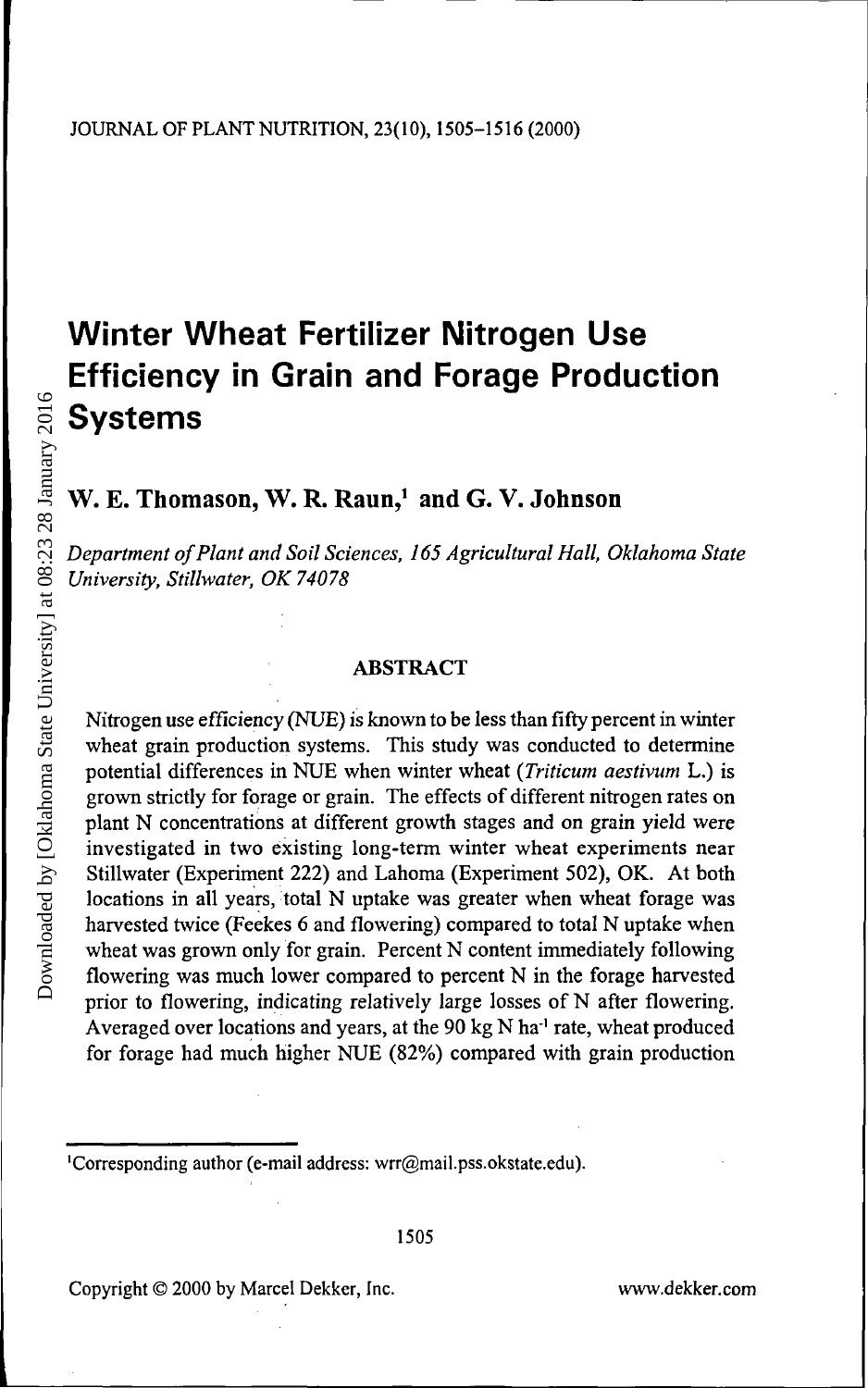# Winter Wheat Fertilizer Nitrogen Use Efficiency in Grain and Forage Production Systems

**W. E. Thomason, W. R. Raun,[1] and G. V. Johnson**

*Department of Plant and Soil Sciences, 165 Agricultural Hall, Oklahoma State University, Stillwater, OK 74078*

## ABSTRACT

Nitrogen use efficiency (NUE) is known to be less than fifty percent in winter wheat grain production systems. This study was conducted to determine potential differences in NUE when winter wheat (*Triticum aestivum* L.) is grown strictly for forage or grain. The effects of different nitrogen rates on plant N concentrations at different growth stages and on grain yield were investigated in two existing long-term winter wheat experiments near Stillwater (Experiment 222) and Lahoma (Experiment 502), OK. At both locations in all years, total N uptake was greater when wheat forage was harvested twice (Feekes 6 and flowering) compared to total N uptake when wheat was grown only for grain. Percent N content immediately following flowering was much lower compared to percent N in the forage harvested prior to flowering, indicating relatively large losses of N after flowering. Averaged over locations and years, at the 90 kg N $ha^{-1}$ rate, wheat produced for forage had much higher NUE (82%) compared with grain production

[1]Corresponding author (e-mail address: wrr@mail.pss.okstate.edu).

Copyright © 2000 by Marcel Dekker, Inc. www.dekker.com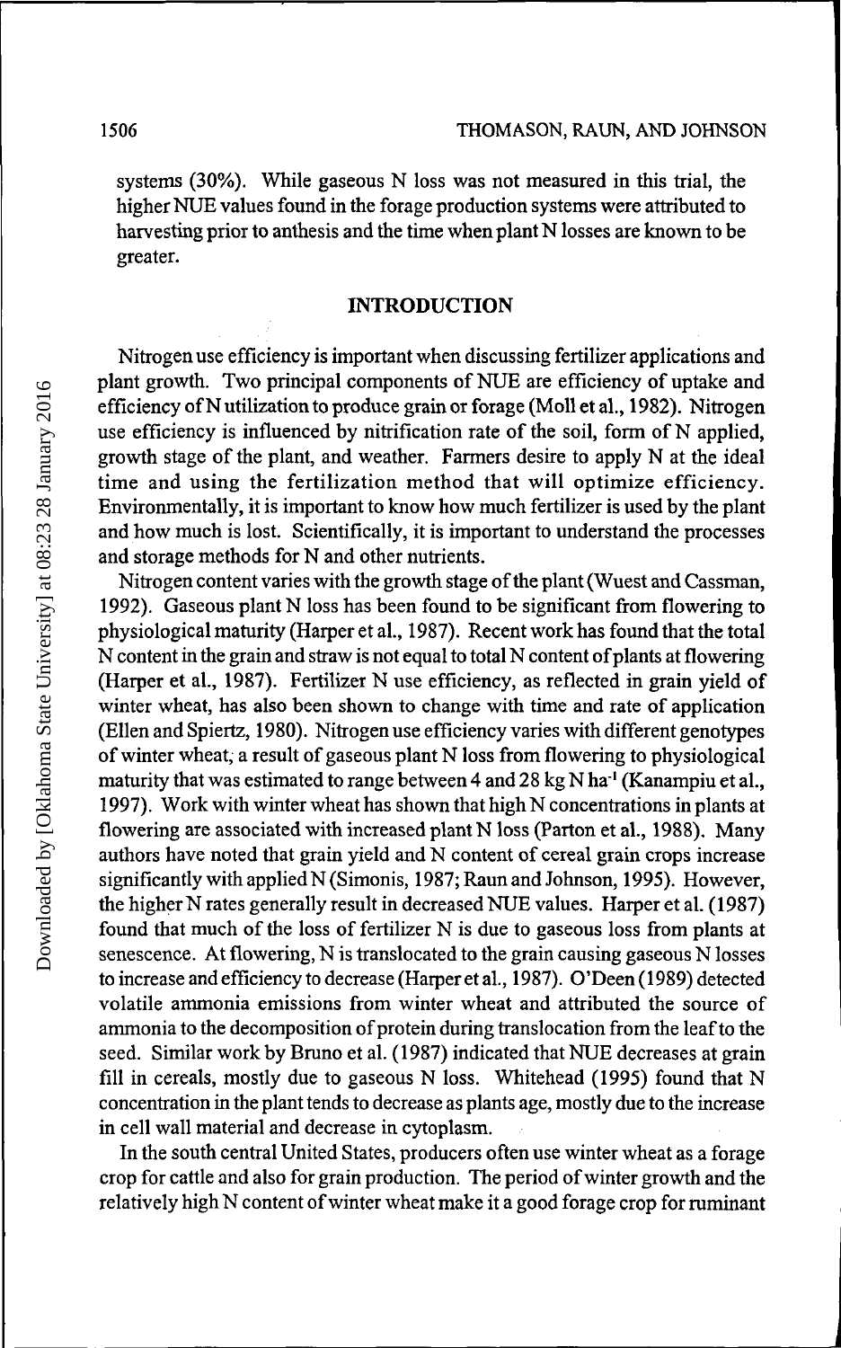systems (30%). While gaseous N loss was not measured in this trial, the higher NUE values found in the forage production systems were attributed to harvesting prior to anthesis and the time when plant N losses are known to be greater.

## INTRODUCTION

Nitrogen use efficiency is important when discussing fertilizer applications and plant growth. Two principal components of NUE are efficiency of uptake and efficiency of N utilization to produce grain or forage (Moll et al., 1982). Nitrogen use efficiency is influenced by nitrification rate of the soil, form of N applied, growth stage of the plant, and weather. Farmers desire to apply N at the ideal time and using the fertilization method that will optimize efficiency. Environmentally, it is important to know how much fertilizer is used by the plant and how much is lost. Scientifically, it is important to understand the processes and storage methods for N and other nutrients.

Nitrogen content varies with the growth stage of the plant (Wuest and Cassman, 1992). Gaseous plant N loss has been found to be significant from flowering to physiological maturity (Harper et al., 1987). Recent work has found that the total N content in the grain and straw is not equal to total N content of plants at flowering (Harper et al., 1987). Fertilizer N use efficiency, as reflected in grain yield of winter wheat, has also been shown to change with time and rate of application (Ellen and Spiertz, 1980). Nitrogen use efficiency varies with different genotypes of winter wheat; a result of gaseous plant N loss from flowering to physiological maturity that was estimated to range between 4 and 28 kg N $ha^{-1}$ (Kanampiu et al., 1997). Work with winter wheat has shown that high N concentrations in plants at flowering are associated with increased plant N loss (Parton et al., 1988). Many authors have noted that grain yield and N content of cereal grain crops increase significantly with applied N (Simonis, 1987; Raun and Johnson, 1995). However, the higher N rates generally result in decreased NUE values. Harper et al. (1987) found that much of the loss of fertilizer N is due to gaseous loss from plants at senescence. At flowering, N is translocated to the grain causing gaseous N losses to increase and efficiency to decrease (Harper et al., 1987). O'Deen (1989) detected volatile ammonia emissions from winter wheat and attributed the source of ammonia to the decomposition of protein during translocation from the leaf to the seed. Similar work by Bruno et al. (1987) indicated that NUE decreases at grain fill in cereals, mostly due to gaseous N loss. Whitehead (1995) found that N concentration in the plant tends to decrease as plants age, mostly due to the increase in cell wall material and decrease in cytoplasm.

In the south central United States, producers often use winter wheat as a forage crop for cattle and also for grain production. The period of winter growth and the relatively high N content of winter wheat make it a good forage crop for ruminant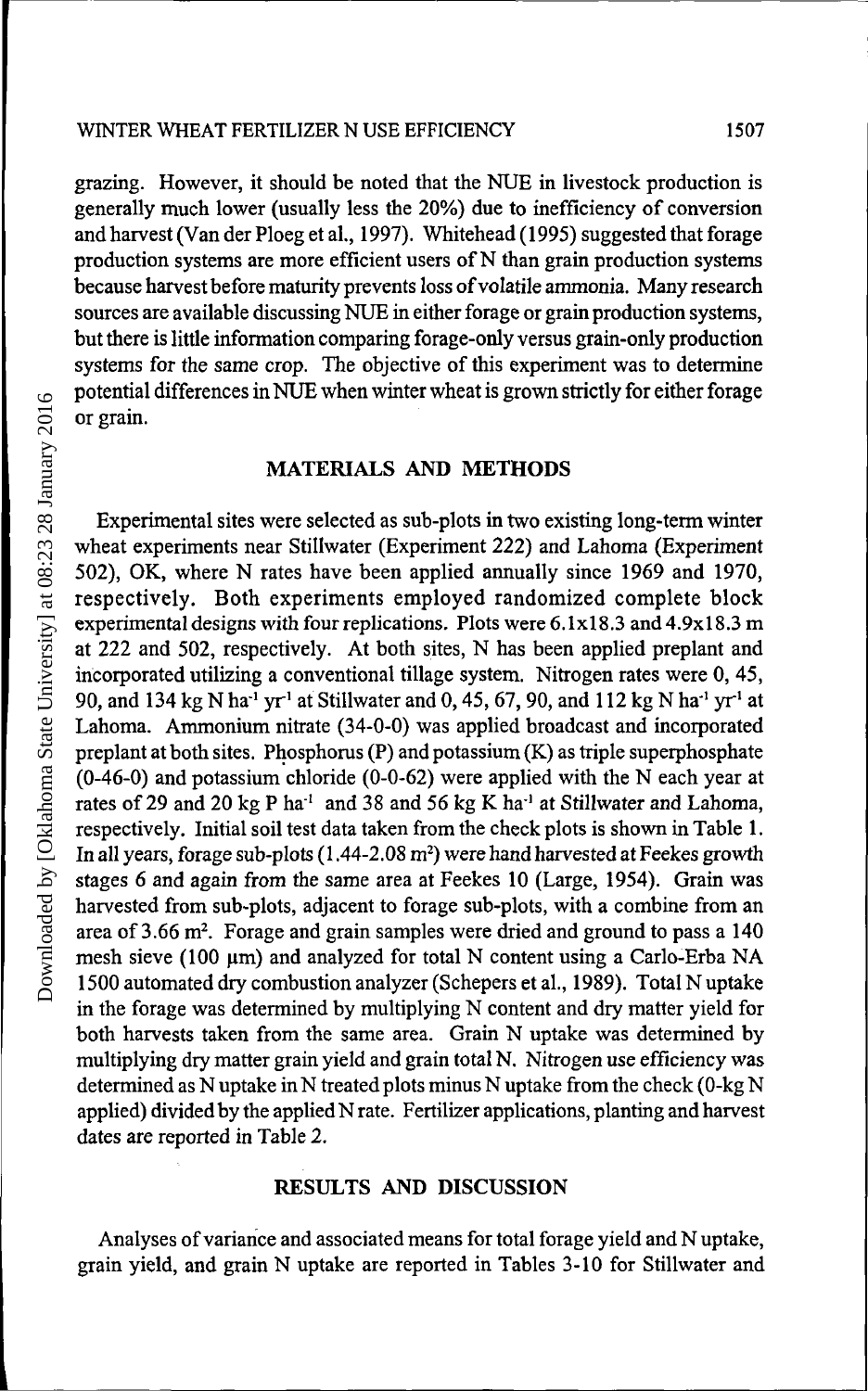grazing. However, it should be noted that the NUE in livestock production is generally much lower (usually less the 20%) due to inefficiency of conversion and harvest (Van der Ploeg et al., 1997). Whitehead (1995) suggested that forage production systems are more efficient users of N than grain production systems because harvest before maturity prevents loss of volatile ammonia. Many research sources are available discussing NUE in either forage or grain production systems, but there is little information comparing forage-only versus grain-only production systems for the same crop. The objective of this experiment was to determine potential differences in NUE when winter wheat is grown strictly for either forage or grain.

## MATERIALS AND METHODS

Experimental sites were selected as sub-plots in two existing long-term winter wheat experiments near Stillwater (Experiment 222) and Lahoma (Experiment 502), OK, where N rates have been applied annually since 1969 and 1970, respectively. Both experiments employed randomized complete block experimental designs with four replications. Plots were 6.1x18.3 and 4.9x18.3 m at 222 and 502, respectively. At both sites, N has been applied preplant and incorporated utilizing a conventional tillage system. Nitrogen rates were 0, 45, 90, and 134 kg N $ha^{-1}$ $yr^{-1}$ at Stillwater and 0, 45, 67, 90, and 112 kg N $ha^{-1}$ $yr^{-1}$ at Lahoma. Ammonium nitrate (34-0-0) was applied broadcast and incorporated preplant at both sites. Phosphorus (P) and potassium (K) as triple superphosphate (0-46-0) and potassium chloride (0-0-62) were applied with the N each year at rates of 29 and 20 kg P $ha^{-1}$ and 38 and 56 kg K $ha^{-1}$ at Stillwater and Lahoma, respectively. Initial soil test data taken from the check plots is shown in Table 1. In all years, forage sub-plots (1.44-2.08 $m^2$) were hand harvested at Feekes growth stages 6 and again from the same area at Feekes 10 (Large, 1954). Grain was harvested from sub-plots, adjacent to forage sub-plots, with a combine from an area of 3.66 $m^2$. Forage and grain samples were dried and ground to pass a 140 mesh sieve (100 μm) and analyzed for total N content using a Carlo-Erba NA 1500 automated dry combustion analyzer (Schepers et al., 1989). Total N uptake in the forage was determined by multiplying N content and dry matter yield for both harvests taken from the same area. Grain N uptake was determined by multiplying dry matter grain yield and grain total N. Nitrogen use efficiency was determined as N uptake in N treated plots minus N uptake from the check (0-kg N applied) divided by the applied N rate. Fertilizer applications, planting and harvest dates are reported in Table 2.

## RESULTS AND DISCUSSION

Analyses of variance and associated means for total forage yield and N uptake, grain yield, and grain N uptake are reported in Tables 3-10 for Stillwater and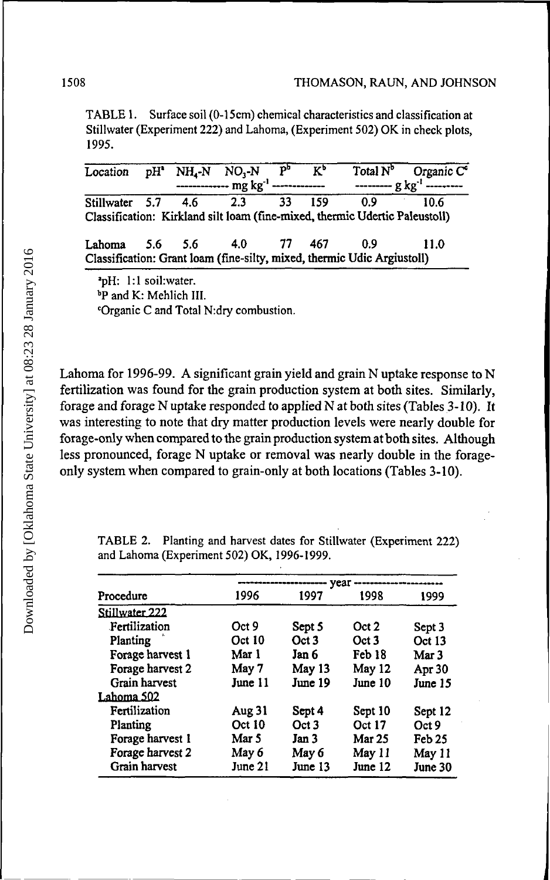TABLE 1. Surface soil (0-15cm) chemical characteristics and classification at Stillwater (Experiment 222) and Lahoma, (Experiment 502) OK in check plots, 1995.

| Location | pH[a] | $NH_4$-N | $NO_3$-N | P[b] | K[b] | Total N[b] | Organic C[c] |
|---|---|---|---|---|---|---|---|
| | | ---------- $mg\ kg^{-1}$ | ---------- | | | ------- $g\ kg^{-1}$ | ------- |
| Stillwater | 5.7 | 4.6 | 2.3 | 33 | 159 | 0.9 | 10.6 |
| Classification: Kirkland silt loam (fine-mixed, thermic Udertic Paleustoll) | | | | | | | |
| Lahoma | 5.6 | 5.6 | 4.0 | 77 | 467 | 0.9 | 11.0 |
| Classification: Grant loam (fine-silty, mixed, thermic Udic Argiustoll) | | | | | | | |

[a]pH: 1:1 soil:water.
[b]P and K: Mehlich III.
[c]Organic C and Total N:dry combustion.

Lahoma for 1996-99. A significant grain yield and grain N uptake response to N fertilization was found for the grain production system at both sites. Similarly, forage and forage N uptake responded to applied N at both sites (Tables 3-10). It was interesting to note that dry matter production levels were nearly double for forage-only when compared to the grain production system at both sites. Although less pronounced, forage N uptake or removal was nearly double in the forage-only system when compared to grain-only at both locations (Tables 3-10).

TABLE 2. Planting and harvest dates for Stillwater (Experiment 222) and Lahoma (Experiment 502) OK, 1996-1999.

| | ---------- year | ---------- | | |
|---|---|---|---|---|
| Procedure | 1996 | 1997 | 1998 | 1999 |
| <u>Stillwater 222</u> | | | | |
| Fertilization | Oct 9 | Sept 5 | Oct 2 | Sept 3 |
| Planting | Oct 10 | Oct 3 | Oct 3 | Oct 13 |
| Forage harvest 1 | Mar 1 | Jan 6 | Feb 18 | Mar 3 |
| Forage harvest 2 | May 7 | May 13 | May 12 | Apr 30 |
| Grain harvest | June 11 | June 19 | June 10 | June 15 |
| <u>Lahoma 502</u> | | | | |
| Fertilization | Aug 31 | Sept 4 | Sept 10 | Sept 12 |
| Planting | Oct 10 | Oct 3 | Oct 17 | Oct 9 |
| Forage harvest 1 | Mar 5 | Jan 3 | Mar 25 | Feb 25 |
| Forage harvest 2 | May 6 | May 6 | May 11 | May 11 |
| Grain harvest | June 21 | June 13 | June 12 | June 30 |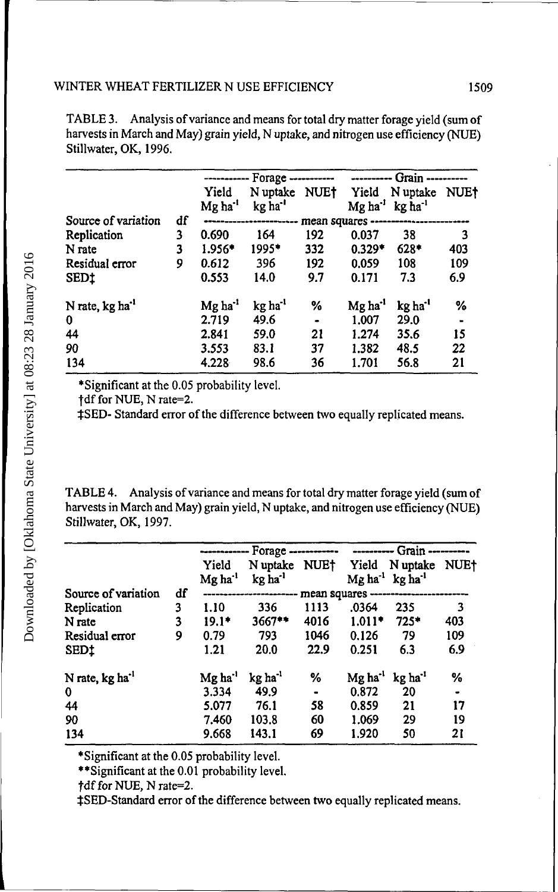TABLE 3. Analysis of variance and means for total dry matter forage yield (sum of harvests in March and May) grain yield, N uptake, and nitrogen use efficiency (NUE) Stillwater, OK, 1996.

| | | Forage | | | Grain | | |
|---|---|---|---|---|---|---|---|
| | | Yield $Mg\ ha^{-1}$ | N uptake $kg\ ha^{-1}$ | NUE† | Yield $Mg\ ha^{-1}$ | N uptake $kg\ ha^{-1}$ | NUE† |
| Source of variation | df | mean squares | | | | | |
| Replication | 3 | 0.690 | 164 | 192 | 0.037 | 38 | 3 |
| N rate | 3 | 1.956* | 1995* | 332 | 0.329* | 628* | 403 |
| Residual error | 9 | 0.612 | 396 | 192 | 0.059 | 108 | 109 |
| SED‡ | | 0.553 | 14.0 | 9.7 | 0.171 | 7.3 | 6.9 |
| N rate, $kg\ ha^{-1}$ | | $Mg\ ha^{-1}$ | $kg\ ha^{-1}$ | % | $Mg\ ha^{-1}$ | $kg\ ha^{-1}$ | % |
| 0 | | 2.719 | 49.6 | - | 1.007 | 29.0 | - |
| 44 | | 2.841 | 59.0 | 21 | 1.274 | 35.6 | 15 |
| 90 | | 3.553 | 83.1 | 37 | 1.382 | 48.5 | 22 |
| 134 | | 4.228 | 98.6 | 36 | 1.701 | 56.8 | 21 |

*Significant at the 0.05 probability level.

†df for NUE, N rate=2.

‡SED- Standard error of the difference between two equally replicated means.

TABLE 4. Analysis of variance and means for total dry matter forage yield (sum of harvests in March and May) grain yield, N uptake, and nitrogen use efficiency (NUE) Stillwater, OK, 1997.

| | | Forage | | | Grain | | |
|---|---|---|---|---|---|---|---|
| | | Yield $Mg\ ha^{-1}$ | N uptake $kg\ ha^{-1}$ | NUE† | Yield $Mg\ ha^{-1}$ | N uptake $kg\ ha^{-1}$ | NUE† |
| Source of variation | df | mean squares | | | | | |
| Replication | 3 | 1.10 | 336 | 1113 | .0364 | 235 | 3 |
| N rate | 3 | 19.1* | 3667** | 4016 | 1.011* | 725* | 403 |
| Residual error | 9 | 0.79 | 793 | 1046 | 0.126 | 79 | 109 |
| SED‡ | | 1.21 | 20.0 | 22.9 | 0.251 | 6.3 | 6.9 |
| N rate, $kg\ ha^{-1}$ | | $Mg\ ha^{-1}$ | $kg\ ha^{-1}$ | % | $Mg\ ha^{-1}$ | $kg\ ha^{-1}$ | % |
| 0 | | 3.334 | 49.9 | - | 0.872 | 20 | - |
| 44 | | 5.077 | 76.1 | 58 | 0.859 | 21 | 17 |
| 90 | | 7.460 | 103.8 | 60 | 1.069 | 29 | 19 |
| 134 | | 9.668 | 143.1 | 69 | 1.920 | 50 | 21 |

*Significant at the 0.05 probability level.

**Significant at the 0.01 probability level.

†df for NUE, N rate=2.

‡SED-Standard error of the difference between two equally replicated means.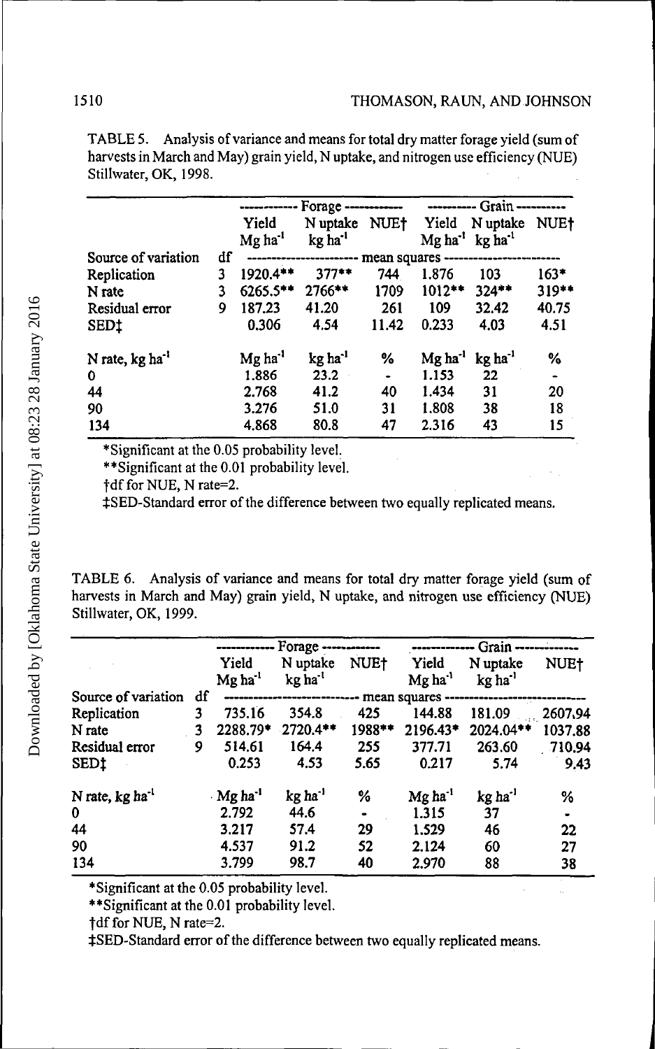TABLE 5. Analysis of variance and means for total dry matter forage yield (sum of harvests in March and May) grain yield, N uptake, and nitrogen use efficiency (NUE) Stillwater, OK, 1998.

| | | Forage | | | Grain | | |
|---|---|---|---|---|---|---|---|
| | | Yield $Mg\ ha^{-1}$ | N uptake $kg\ ha^{-1}$ | NUE† | Yield $Mg\ ha^{-1}$ | N uptake $kg\ ha^{-1}$ | NUE† |
| Source of variation | df | mean squares | | | | | |
| Replication | 3 | 1920.4** | 377** | 744 | 1.876 | 103 | 163* |
| N rate | 3 | 6265.5** | 2766** | 1709 | 1012** | 324** | 319** |
| Residual error | 9 | 187.23 | 41.20 | 261 | 109 | 32.42 | 40.75 |
| SED‡ | | 0.306 | 4.54 | 11.42 | 0.233 | 4.03 | 4.51 |
| N rate, $kg\ ha^{-1}$ | | $Mg\ ha^{-1}$ | $kg\ ha^{-1}$ | % | $Mg\ ha^{-1}$ | $kg\ ha^{-1}$ | % |
| 0 | | 1.886 | 23.2 | - | 1.153 | 22 | - |
| 44 | | 2.768 | 41.2 | 40 | 1.434 | 31 | 20 |
| 90 | | 3.276 | 51.0 | 31 | 1.808 | 38 | 18 |
| 134 | | 4.868 | 80.8 | 47 | 2.316 | 43 | 15 |

*Significant at the 0.05 probability level.

**Significant at the 0.01 probability level.

†df for NUE, N rate=2.

‡SED-Standard error of the difference between two equally replicated means.

TABLE 6. Analysis of variance and means for total dry matter forage yield (sum of harvests in March and May) grain yield, N uptake, and nitrogen use efficiency (NUE) Stillwater, OK, 1999.

| | | Forage | | | Grain | | |
|---|---|---|---|---|---|---|---|
| | | Yield $Mg\ ha^{-1}$ | N uptake $kg\ ha^{-1}$ | NUE† | Yield $Mg\ ha^{-1}$ | N uptake $kg\ ha^{-1}$ | NUE† |
| Source of variation | df | mean squares | | | | | |
| Replication | 3 | 735.16 | 354.8 | 425 | 144.88 | 181.09 | 2607.94 |
| N rate | 3 | 2288.79* | 2720.4** | 1988** | 2196.43* | 2024.04** | 1037.88 |
| Residual error | 9 | 514.61 | 164.4 | 255 | 377.71 | 263.60 | 710.94 |
| SED‡ | | 0.253 | 4.53 | 5.65 | 0.217 | 5.74 | 9.43 |
| N rate, $kg\ ha^{-1}$ | | $Mg\ ha^{-1}$ | $kg\ ha^{-1}$ | % | $Mg\ ha^{-1}$ | $kg\ ha^{-1}$ | % |
| 0 | | 2.792 | 44.6 | - | 1.315 | 37 | - |
| 44 | | 3.217 | 57.4 | 29 | 1.529 | 46 | 22 |
| 90 | | 4.537 | 91.2 | 52 | 2.124 | 60 | 27 |
| 134 | | 3.799 | 98.7 | 40 | 2.970 | 88 | 38 |

*Significant at the 0.05 probability level.

**Significant at the 0.01 probability level.

†df for NUE, N rate=2.

‡SED-Standard error of the difference between two equally replicated means.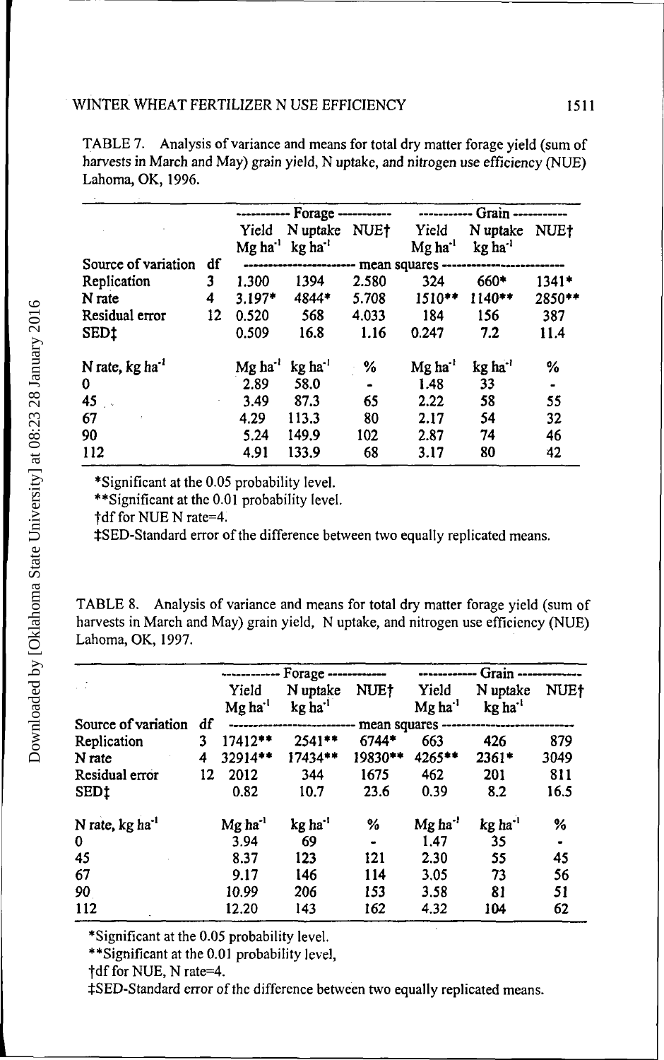TABLE 7. Analysis of variance and means for total dry matter forage yield (sum of harvests in March and May) grain yield, N uptake, and nitrogen use efficiency (NUE) Lahoma, OK, 1996.

| | | Forage | | | Grain | | |
|---|---|---|---|---|---|---|---|
| | | Yield Mg ha⁻¹ | N uptake kg ha⁻¹ | NUE† | Yield Mg ha⁻¹ | N uptake kg ha⁻¹ | NUE† |
| Source of variation | df | mean squares | | | | | |
| Replication | 3 | 1.300 | 1394 | 2.580 | 324 | 660* | 1341* |
| N rate | 4 | 3.197* | 4844* | 5.708 | 1510** | 1140** | 2850** |
| Residual error | 12 | 0.520 | 568 | 4.033 | 184 | 156 | 387 |
| SED‡ | | 0.509 | 16.8 | 1.16 | 0.247 | 7.2 | 11.4 |
| N rate, kg ha⁻¹ | | Mg ha⁻¹ | kg ha⁻¹ | % | Mg ha⁻¹ | kg ha⁻¹ | % |
| 0 | | 2.89 | 58.0 | - | 1.48 | 33 | - |
| 45 | | 3.49 | 87.3 | 65 | 2.22 | 58 | 55 |
| 67 | | 4.29 | 113.3 | 80 | 2.17 | 54 | 32 |
| 90 | | 5.24 | 149.9 | 102 | 2.87 | 74 | 46 |
| 112 | | 4.91 | 133.9 | 68 | 3.17 | 80 | 42 |

*Significant at the 0.05 probability level.

**Significant at the 0.01 probability level.

†df for NUE N rate=4.

‡SED-Standard error of the difference between two equally replicated means.

TABLE 8. Analysis of variance and means for total dry matter forage yield (sum of harvests in March and May) grain yield, N uptake, and nitrogen use efficiency (NUE) Lahoma, OK, 1997.

| | | Forage | | | Grain | | |
|---|---|---|---|---|---|---|---|
| | | Yield Mg ha⁻¹ | N uptake kg ha⁻¹ | NUE† | Yield Mg ha⁻¹ | N uptake kg ha⁻¹ | NUE† |
| Source of variation | df | mean squares | | | | | |
| Replication | 3 | 17412** | 2541** | 6744* | 663 | 426 | 879 |
| N rate | 4 | 32914** | 17434** | 19830** | 4265** | 2361* | 3049 |
| Residual error | 12 | 2012 | 344 | 1675 | 462 | 201 | 811 |
| SED‡ | | 0.82 | 10.7 | 23.6 | 0.39 | 8.2 | 16.5 |
| N rate, kg ha⁻¹ | | Mg ha⁻¹ | kg ha⁻¹ | % | Mg ha⁻¹ | kg ha⁻¹ | % |
| 0 | | 3.94 | 69 | - | 1.47 | 35 | - |
| 45 | | 8.37 | 123 | 121 | 2.30 | 55 | 45 |
| 67 | | 9.17 | 146 | 114 | 3.05 | 73 | 56 |
| 90 | | 10.99 | 206 | 153 | 3.58 | 81 | 51 |
| 112 | | 12.20 | 143 | 162 | 4.32 | 104 | 62 |

*Significant at the 0.05 probability level.

**Significant at the 0.01 probability level,

†df for NUE, N rate=4.

‡SED-Standard error of the difference between two equally replicated means.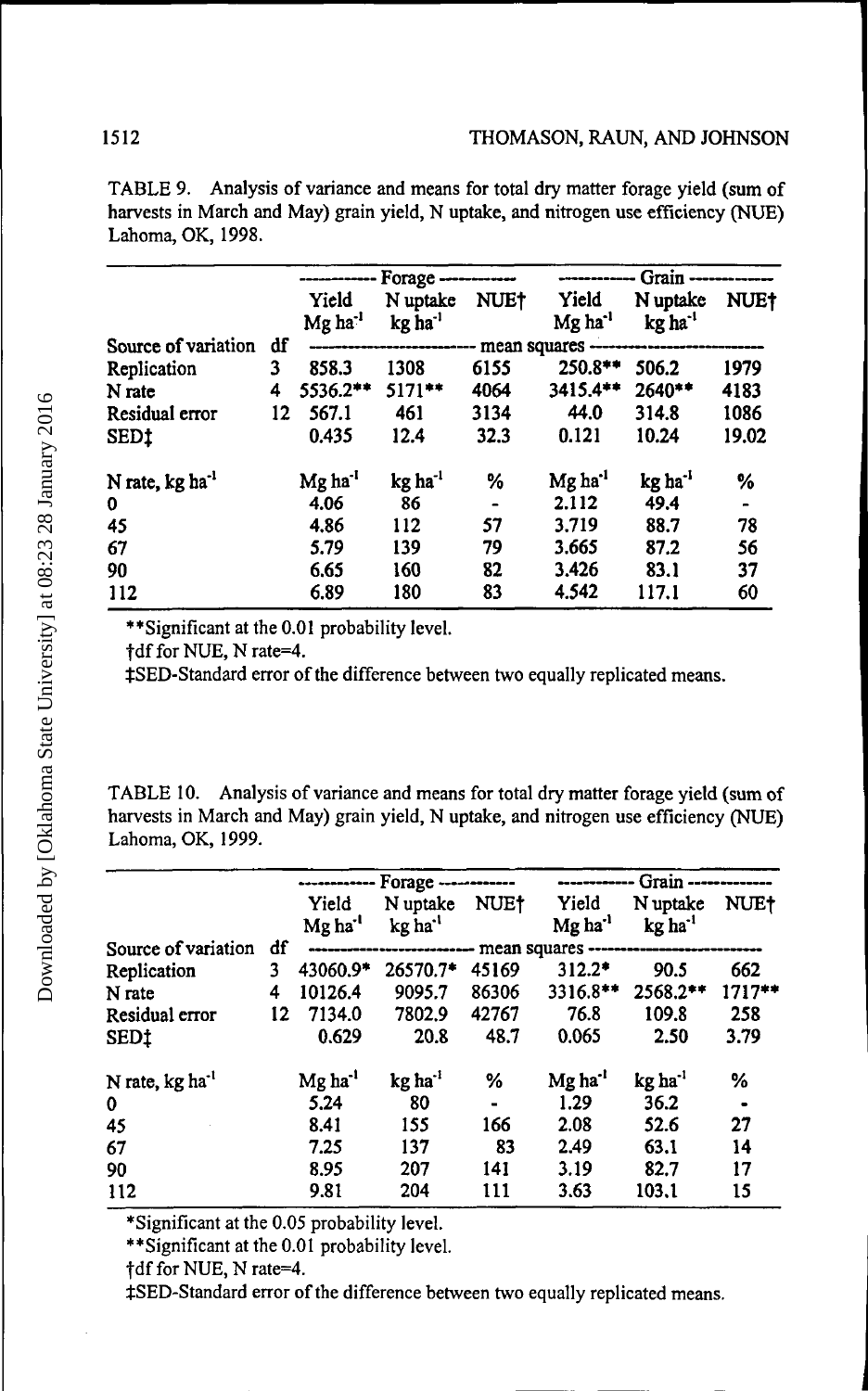TABLE 9. Analysis of variance and means for total dry matter forage yield (sum of harvests in March and May) grain yield, N uptake, and nitrogen use efficiency (NUE) Lahoma, OK, 1998.

| | | Forage | | | Grain | | |
|---|---|---|---|---|---|---|---|
| | | Yield Mg ha$^{-1}$ | N uptake kg ha$^{-1}$ | NUE† | Yield Mg ha$^{-1}$ | N uptake kg ha$^{-1}$ | NUE† |
| Source of variation | df | mean squares | | | | | |
| Replication | 3 | 858.3 | 1308 | 6155 | 250.8** | 506.2 | 1979 |
| N rate | 4 | 5536.2** | 5171** | 4064 | 3415.4** | 2640** | 4183 |
| Residual error | 12 | 567.1 | 461 | 3134 | 44.0 | 314.8 | 1086 |
| SED‡ | | 0.435 | 12.4 | 32.3 | 0.121 | 10.24 | 19.02 |
| N rate, kg ha$^{-1}$ | | Mg ha$^{-1}$ | kg ha$^{-1}$ | % | Mg ha$^{-1}$ | kg ha$^{-1}$ | % |
| 0 | | 4.06 | 86 | - | 2.112 | 49.4 | - |
| 45 | | 4.86 | 112 | 57 | 3.719 | 88.7 | 78 |
| 67 | | 5.79 | 139 | 79 | 3.665 | 87.2 | 56 |
| 90 | | 6.65 | 160 | 82 | 3.426 | 83.1 | 37 |
| 112 | | 6.89 | 180 | 83 | 4.542 | 117.1 | 60 |

**Significant at the 0.01 probability level.

†df for NUE, N rate=4.

‡SED-Standard error of the difference between two equally replicated means.

TABLE 10. Analysis of variance and means for total dry matter forage yield (sum of harvests in March and May) grain yield, N uptake, and nitrogen use efficiency (NUE) Lahoma, OK, 1999.

| | | Forage | | | Grain | | |
|---|---|---|---|---|---|---|---|
| | | Yield Mg ha$^{-1}$ | N uptake kg ha$^{-1}$ | NUE† | Yield Mg ha$^{-1}$ | N uptake kg ha$^{-1}$ | NUE† |
| Source of variation | df | mean squares | | | | | |
| Replication | 3 | 43060.9* | 26570.7* | 45169 | 312.2* | 90.5 | 662 |
| N rate | 4 | 10126.4 | 9095.7 | 86306 | 3316.8** | 2568.2** | 1717** |
| Residual error | 12 | 7134.0 | 7802.9 | 42767 | 76.8 | 109.8 | 258 |
| SED‡ | | 0.629 | 20.8 | 48.7 | 0.065 | 2.50 | 3.79 |
| N rate, kg ha$^{-1}$ | | Mg ha$^{-1}$ | kg ha$^{-1}$ | % | Mg ha$^{-1}$ | kg ha$^{-1}$ | % |
| 0 | | 5.24 | 80 | - | 1.29 | 36.2 | - |
| 45 | | 8.41 | 155 | 166 | 2.08 | 52.6 | 27 |
| 67 | | 7.25 | 137 | 83 | 2.49 | 63.1 | 14 |
| 90 | | 8.95 | 207 | 141 | 3.19 | 82.7 | 17 |
| 112 | | 9.81 | 204 | 111 | 3.63 | 103.1 | 15 |

*Significant at the 0.05 probability level.

**Significant at the 0.01 probability level.

†df for NUE, N rate=4.

‡SED-Standard error of the difference between two equally replicated means.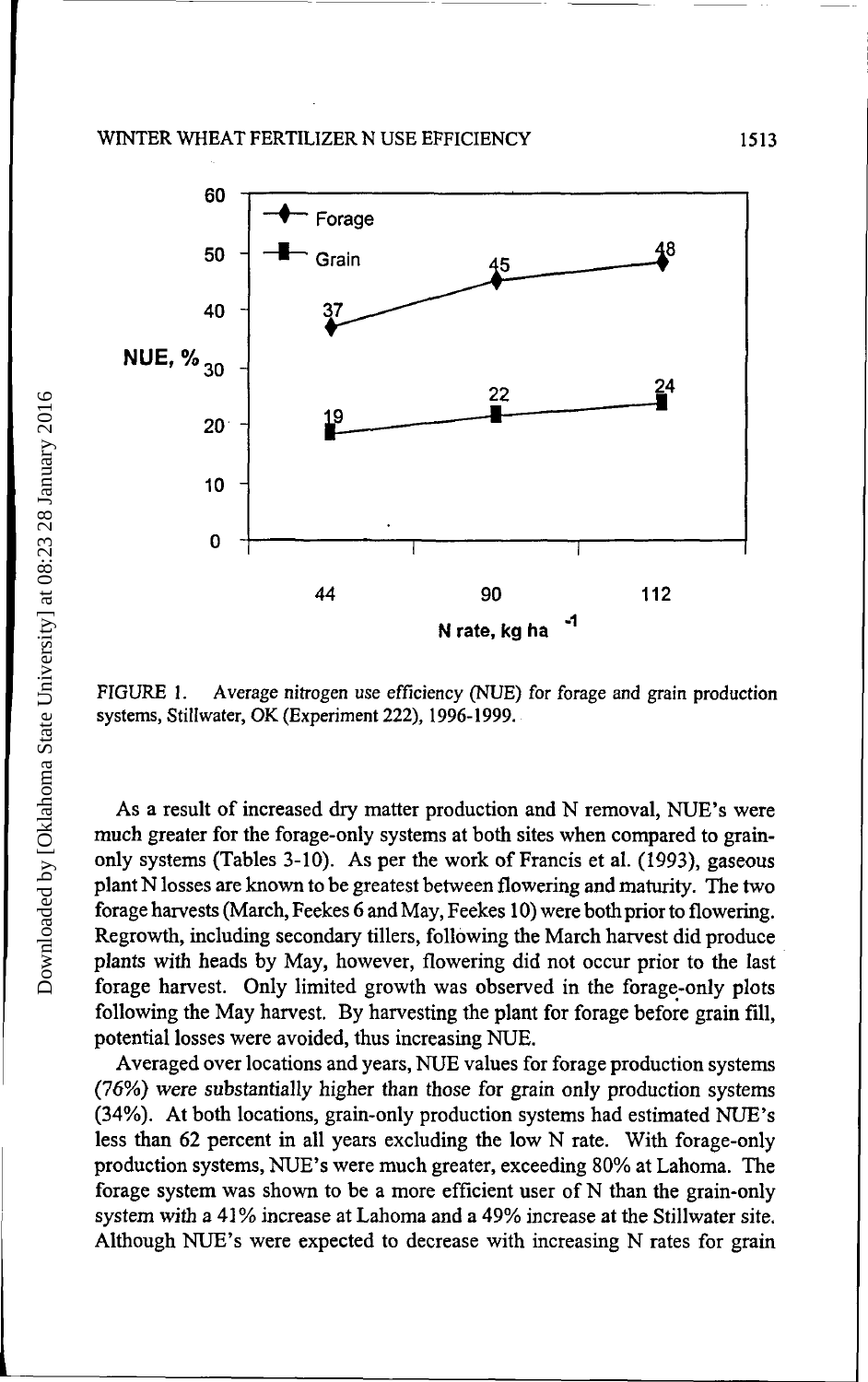FIGURE 1. Average nitrogen use efficiency (NUE) for forage and grain production systems, Stillwater, OK (Experiment 222), 1996-1999.

As a result of increased dry matter production and N removal, NUE's were much greater for the forage-only systems at both sites when compared to grain-only systems (Tables 3-10). As per the work of Francis et al. (1993), gaseous plant N losses are known to be greatest between flowering and maturity. The two forage harvests (March, Feekes 6 and May, Feekes 10) were both prior to flowering. Regrowth, including secondary tillers, following the March harvest did produce plants with heads by May, however, flowering did not occur prior to the last forage harvest. Only limited growth was observed in the forage-only plots following the May harvest. By harvesting the plant for forage before grain fill, potential losses were avoided, thus increasing NUE.

Averaged over locations and years, NUE values for forage production systems (76%) were substantially higher than those for grain only production systems (34%). At both locations, grain-only production systems had estimated NUE's less than 62 percent in all years excluding the low N rate. With forage-only production systems, NUE's were much greater, exceeding 80% at Lahoma. The forage system was shown to be a more efficient user of N than the grain-only system with a 41% increase at Lahoma and a 49% increase at the Stillwater site. Although NUE's were expected to decrease with increasing N rates for grain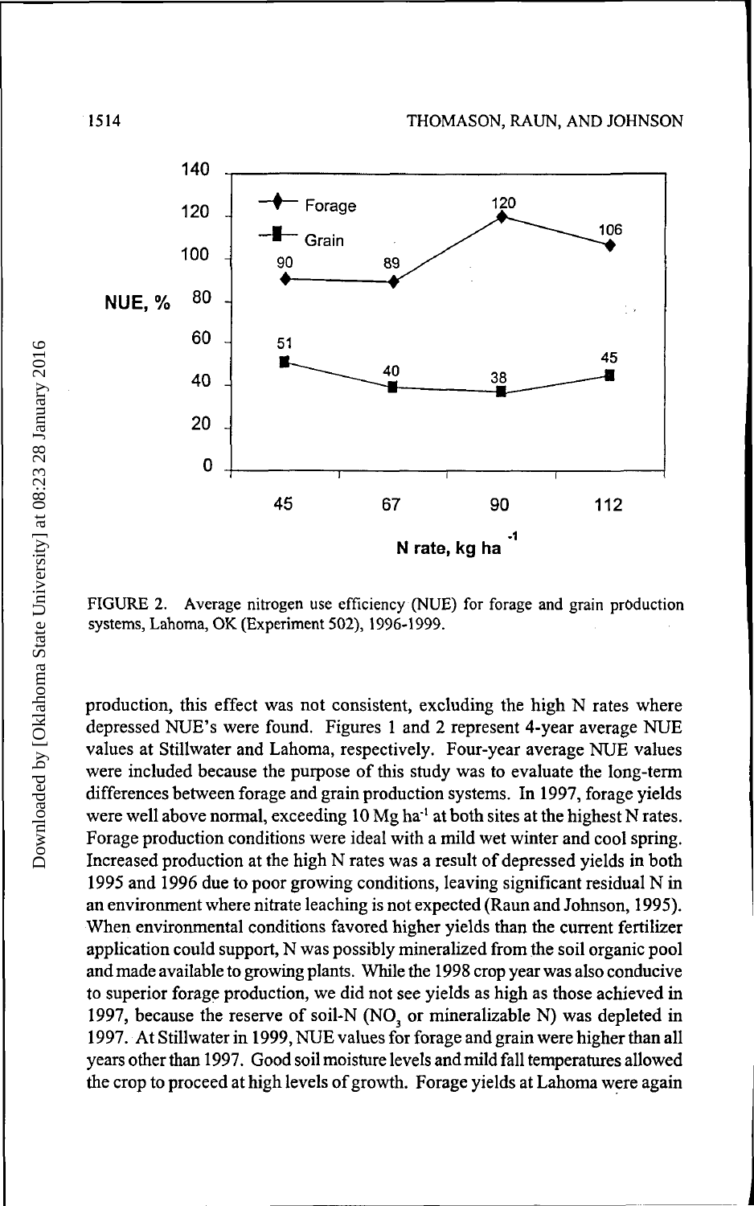FIGURE 2. Average nitrogen use efficiency (NUE) for forage and grain production systems, Lahoma, OK (Experiment 502), 1996-1999.

production, this effect was not consistent, excluding the high N rates where depressed NUE's were found. Figures 1 and 2 represent 4-year average NUE values at Stillwater and Lahoma, respectively. Four-year average NUE values were included because the purpose of this study was to evaluate the long-term differences between forage and grain production systems. In 1997, forage yields were well above normal, exceeding 10 Mg ha$^{-1}$ at both sites at the highest N rates. Forage production conditions were ideal with a mild wet winter and cool spring. Increased production at the high N rates was a result of depressed yields in both 1995 and 1996 due to poor growing conditions, leaving significant residual N in an environment where nitrate leaching is not expected (Raun and Johnson, 1995). When environmental conditions favored higher yields than the current fertilizer application could support, N was possibly mineralized from the soil organic pool and made available to growing plants. While the 1998 crop year was also conducive to superior forage production, we did not see yields as high as those achieved in 1997, because the reserve of soil-N ($NO_3$ or mineralizable N) was depleted in 1997. At Stillwater in 1999, NUE values for forage and grain were higher than all years other than 1997. Good soil moisture levels and mild fall temperatures allowed the crop to proceed at high levels of growth. Forage yields at Lahoma were again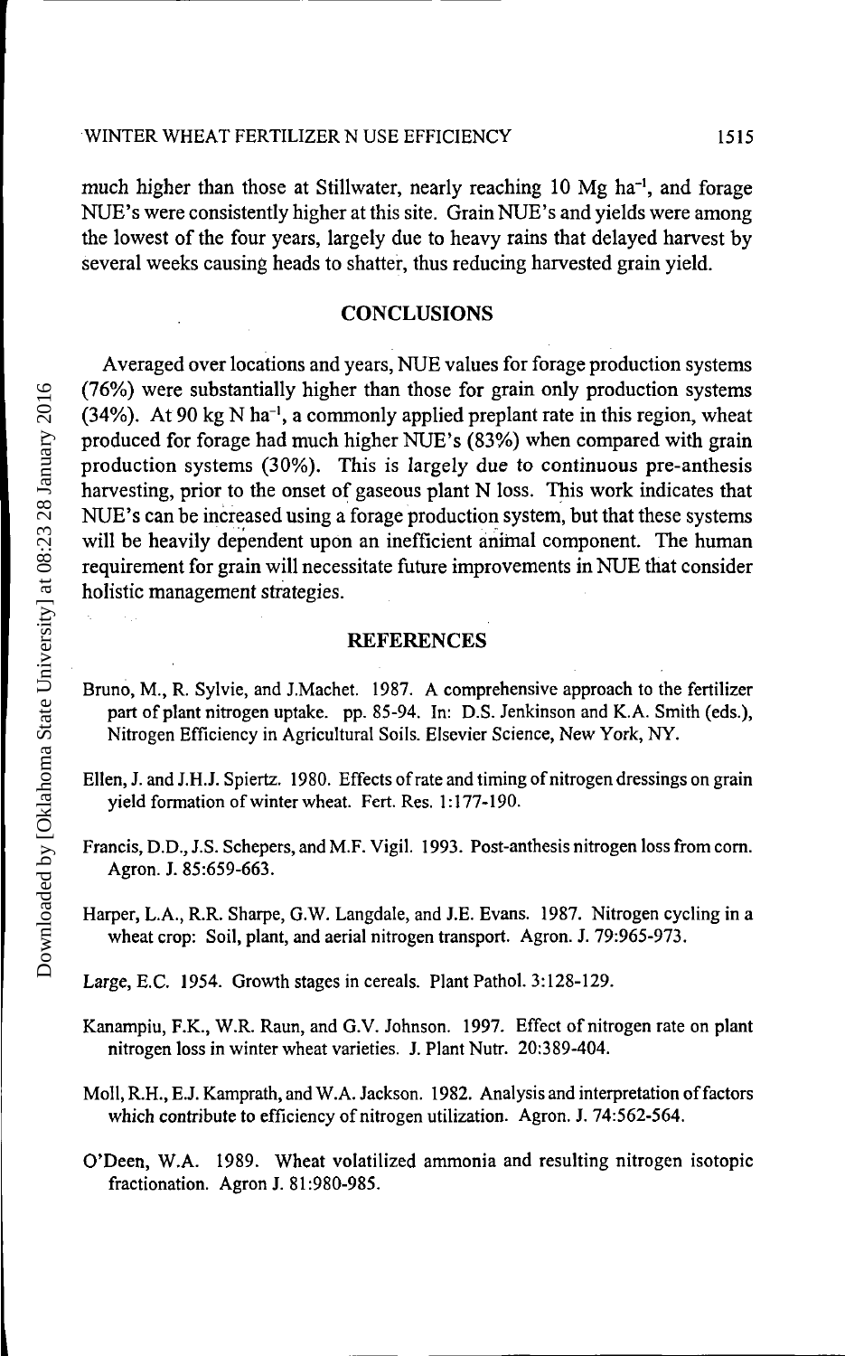much higher than those at Stillwater, nearly reaching 10 Mg ha$^{-1}$, and forage NUE's were consistently higher at this site. Grain NUE's and yields were among the lowest of the four years, largely due to heavy rains that delayed harvest by several weeks causing heads to shatter, thus reducing harvested grain yield.

## CONCLUSIONS

Averaged over locations and years, NUE values for forage production systems (76%) were substantially higher than those for grain only production systems (34%). At 90 kg N ha$^{-1}$, a commonly applied preplant rate in this region, wheat produced for forage had much higher NUE's (83%) when compared with grain production systems (30%). This is largely due to continuous pre-anthesis harvesting, prior to the onset of gaseous plant N loss. This work indicates that NUE's can be increased using a forage production system, but that these systems will be heavily dependent upon an inefficient animal component. The human requirement for grain will necessitate future improvements in NUE that consider holistic management strategies.

## REFERENCES

Bruno, M., R. Sylvie, and J.Machet. 1987. A comprehensive approach to the fertilizer part of plant nitrogen uptake. pp. 85-94. In: D.S. Jenkinson and K.A. Smith (eds.), Nitrogen Efficiency in Agricultural Soils. Elsevier Science, New York, NY.

Ellen, J. and J.H.J. Spiertz. 1980. Effects of rate and timing of nitrogen dressings on grain yield formation of winter wheat. Fert. Res. 1:177-190.

Francis, D.D., J.S. Schepers, and M.F. Vigil. 1993. Post-anthesis nitrogen loss from corn. Agron. J. 85:659-663.

Harper, L.A., R.R. Sharpe, G.W. Langdale, and J.E. Evans. 1987. Nitrogen cycling in a wheat crop: Soil, plant, and aerial nitrogen transport. Agron. J. 79:965-973.

Large, E.C. 1954. Growth stages in cereals. Plant Pathol. 3:128-129.

Kanampiu, F.K., W.R. Raun, and G.V. Johnson. 1997. Effect of nitrogen rate on plant nitrogen loss in winter wheat varieties. J. Plant Nutr. 20:389-404.

Moll, R.H., E.J. Kamprath, and W.A. Jackson. 1982. Analysis and interpretation of factors which contribute to efficiency of nitrogen utilization. Agron. J. 74:562-564.

O'Deen, W.A. 1989. Wheat volatilized ammonia and resulting nitrogen isotopic fractionation. Agron J. 81:980-985.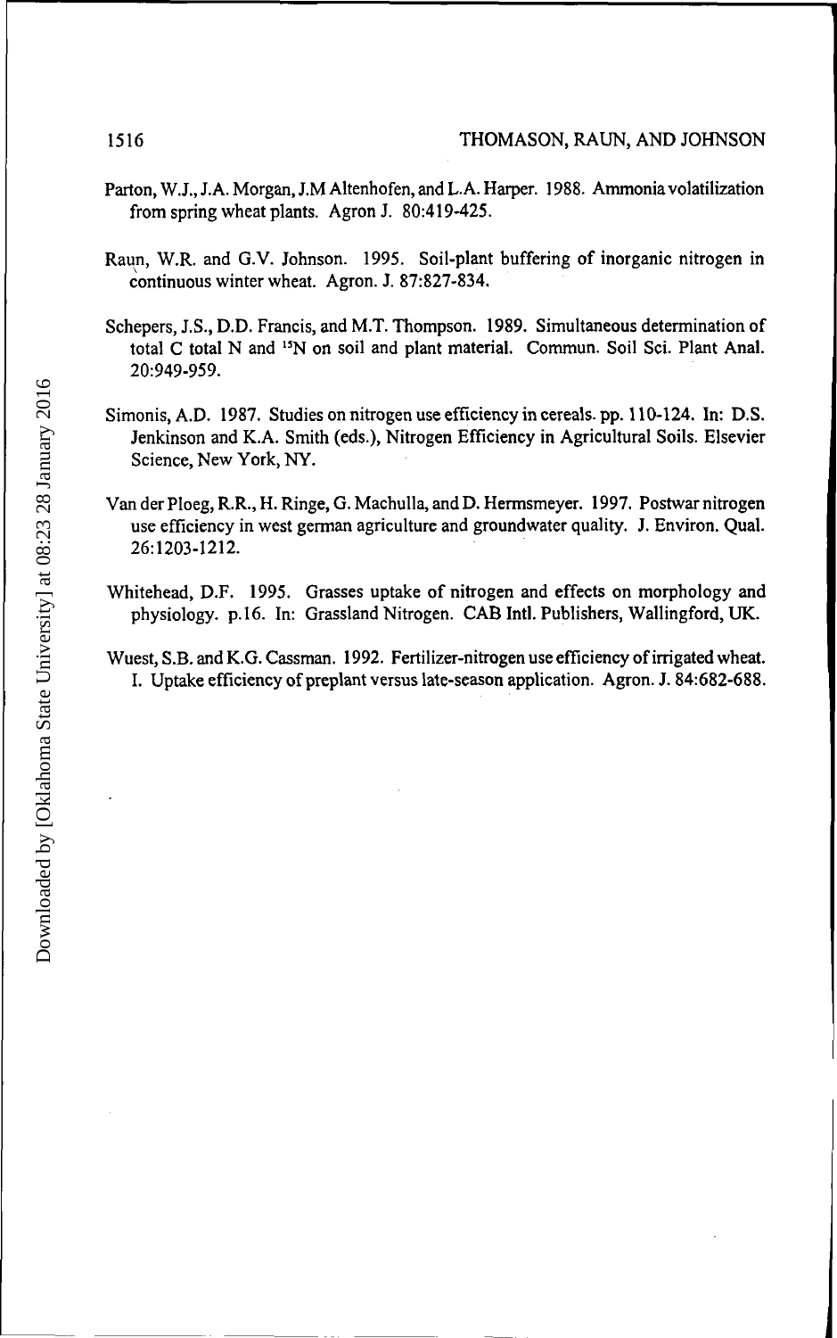Parton, W.J., J.A. Morgan, J.M Altenhofen, and L.A. Harper. 1988. Ammonia volatilization from spring wheat plants. Agron J. 80:419-425.

Raun, W.R. and G.V. Johnson. 1995. Soil-plant buffering of inorganic nitrogen in continuous winter wheat. Agron. J. 87:827-834.

Schepers, J.S., D.D. Francis, and M.T. Thompson. 1989. Simultaneous determination of total C total N and $^{15}N$ on soil and plant material. Commun. Soil Sci. Plant Anal. 20:949-959.

Simonis, A.D. 1987. Studies on nitrogen use efficiency in cereals. pp. 110-124. In: D.S. Jenkinson and K.A. Smith (eds.), Nitrogen Efficiency in Agricultural Soils. Elsevier Science, New York, NY.

Van der Ploeg, R.R., H. Ringe, G. Machulla, and D. Hermsmeyer. 1997. Postwar nitrogen use efficiency in west german agriculture and groundwater quality. J. Environ. Qual. 26:1203-1212.

Whitehead, D.F. 1995. Grasses uptake of nitrogen and effects on morphology and physiology. p.16. In: Grassland Nitrogen. CAB Intl. Publishers, Wallingford, UK.

Wuest, S.B. and K.G. Cassman. 1992. Fertilizer-nitrogen use efficiency of irrigated wheat. I. Uptake efficiency of preplant versus late-season application. Agron. J. 84:682-688.